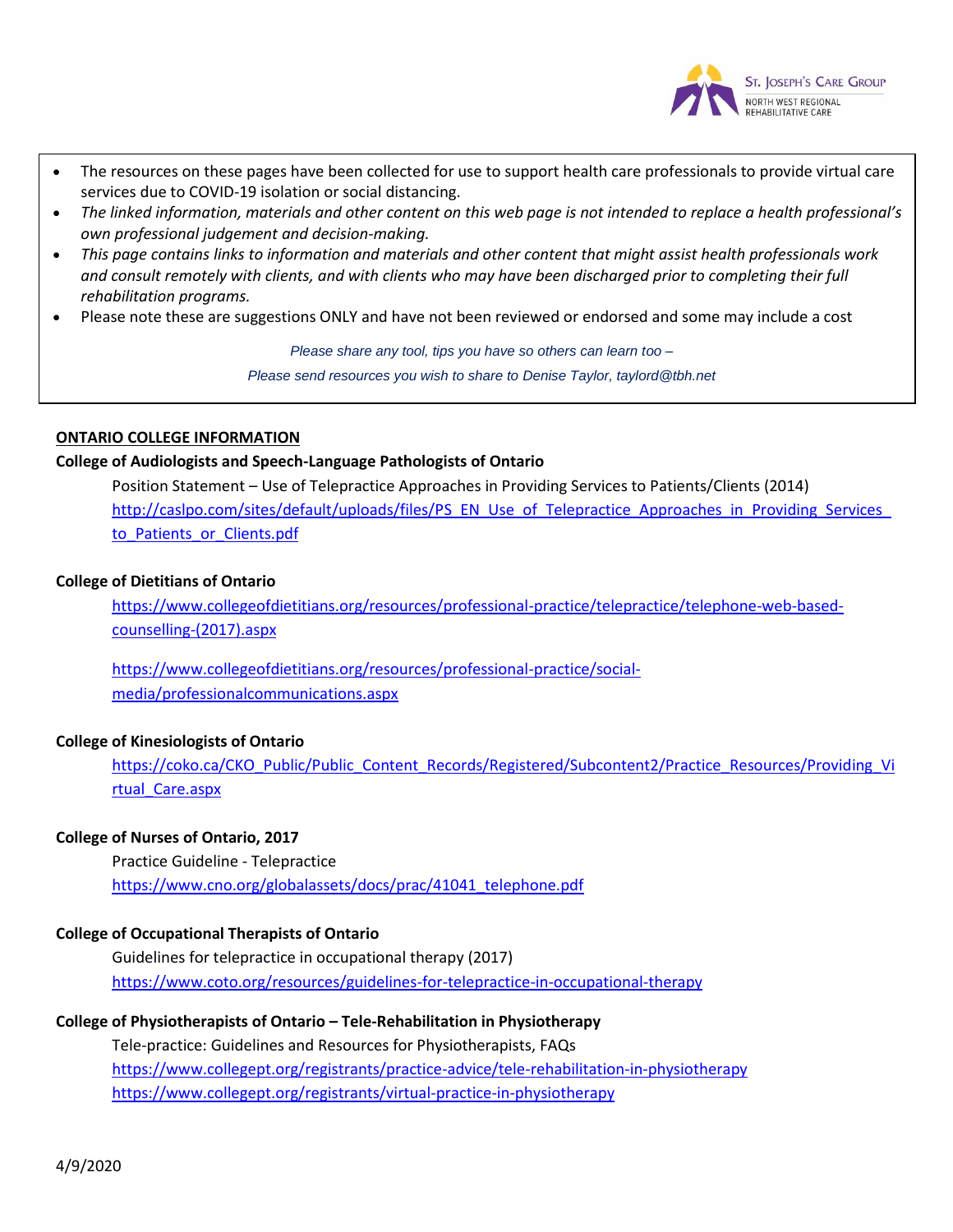- The resources on these pages have been collected for use to support health care professionals to provide virtual care services due to COVID-19 isolation or social distancing.
- *The linked information, materials and other content on this web page is not intended to replace a health professional's own professional judgement and decision-making.*
- *This page contains links to information and materials and other content that might assist health professionals work and consult remotely with clients, and with clients who may have been discharged prior to completing their full rehabilitation programs.*
- Please note these are suggestions ONLY and have not been reviewed or endorsed and some may include a cost

*Please share any tool, tips you have so others can learn too –*

*Please send resources you wish to share to Denise Taylor, taylord@tbh.net*

## ONTARIO COLLEGE INFORMATION

**College of Audiologists and Speech-Language Pathologists of Ontario**

Position Statement – Use of Telepractice Approaches in Providing Services to Patients/Clients (2014)
http://caslpo.com/sites/default/uploads/files/PS_EN_Use_of_Telepractice_Approaches_in_Providing_Services_to_Patients_or_Clients.pdf

**College of Dietitians of Ontario**

https://www.collegeofdietitians.org/resources/professional-practice/telepractice/telephone-web-based-counselling-(2017).aspx

https://www.collegeofdietitians.org/resources/professional-practice/social-media/professionalcommunications.aspx

**College of Kinesiologists of Ontario**

https://coko.ca/CKO_Public/Public_Content_Records/Registered/Subcontent2/Practice_Resources/Providing_Virtual_Care.aspx

**College of Nurses of Ontario, 2017**

Practice Guideline - Telepractice
https://www.cno.org/globalassets/docs/prac/41041_telephone.pdf

**College of Occupational Therapists of Ontario**

Guidelines for telepractice in occupational therapy (2017)
https://www.coto.org/resources/guidelines-for-telepractice-in-occupational-therapy

**College of Physiotherapists of Ontario – Tele-Rehabilitation in Physiotherapy**

Tele-practice: Guidelines and Resources for Physiotherapists, FAQs
https://www.collegept.org/registrants/practice-advice/tele-rehabilitation-in-physiotherapy
https://www.collegept.org/registrants/virtual-practice-in-physiotherapy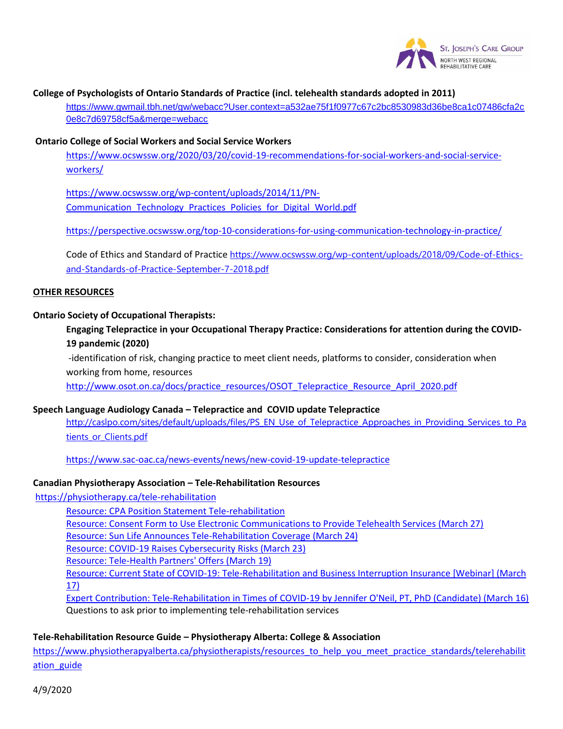**College of Psychologists of Ontario Standards of Practice (incl. telehealth standards adopted in 2011)**

https://www.gwmail.tbh.net/gw/webacc?User.context=a532ae75f1f0977c67c2bc8530983d36be8ca1c07486cfa2c0e8c7d69758cf5a&merge=webacc

**Ontario College of Social Workers and Social Service Workers**

https://www.ocswssw.org/2020/03/20/covid-19-recommendations-for-social-workers-and-social-service-workers/

https://www.ocswssw.org/wp-content/uploads/2014/11/PN-Communication_Technology_Practices_Policies_for_Digital_World.pdf

https://perspective.ocswssw.org/top-10-considerations-for-using-communication-technology-in-practice/

Code of Ethics and Standard of Practice https://www.ocswssw.org/wp-content/uploads/2018/09/Code-of-Ethics-and-Standards-of-Practice-September-7-2018.pdf

**OTHER RESOURCES**

**Ontario Society of Occupational Therapists:**

**Engaging Telepractice in your Occupational Therapy Practice: Considerations for attention during the COVID-19 pandemic (2020)**

-identification of risk, changing practice to meet client needs, platforms to consider, consideration when working from home, resources

http://www.osot.on.ca/docs/practice_resources/OSOT_Telepractice_Resource_April_2020.pdf

**Speech Language Audiology Canada – Telepractice and COVID update Telepractice**

http://caslpo.com/sites/default/uploads/files/PS_EN_Use_of_Telepractice_Approaches_in_Providing_Services_to_Patients_or_Clients.pdf

https://www.sac-oac.ca/news-events/news/new-covid-19-update-telepractice

**Canadian Physiotherapy Association – Tele-Rehabilitation Resources**

https://physiotherapy.ca/tele-rehabilitation

Resource: CPA Position Statement Tele-rehabilitation
Resource: Consent Form to Use Electronic Communications to Provide Telehealth Services (March 27)
Resource: Sun Life Announces Tele-Rehabilitation Coverage (March 24)
Resource: COVID-19 Raises Cybersecurity Risks (March 23)
Resource: Tele-Health Partners' Offers (March 19)
Resource: Current State of COVID-19: Tele-Rehabilitation and Business Interruption Insurance [Webinar] (March 17)
Expert Contribution: Tele-Rehabilitation in Times of COVID-19 by Jennifer O'Neil, PT, PhD (Candidate) (March 16)
Questions to ask prior to implementing tele-rehabilitation services

**Tele-Rehabilitation Resource Guide – Physiotherapy Alberta: College & Association**

https://www.physiotherapyalberta.ca/physiotherapists/resources_to_help_you_meet_practice_standards/telerehabilitation_guide

4/9/2020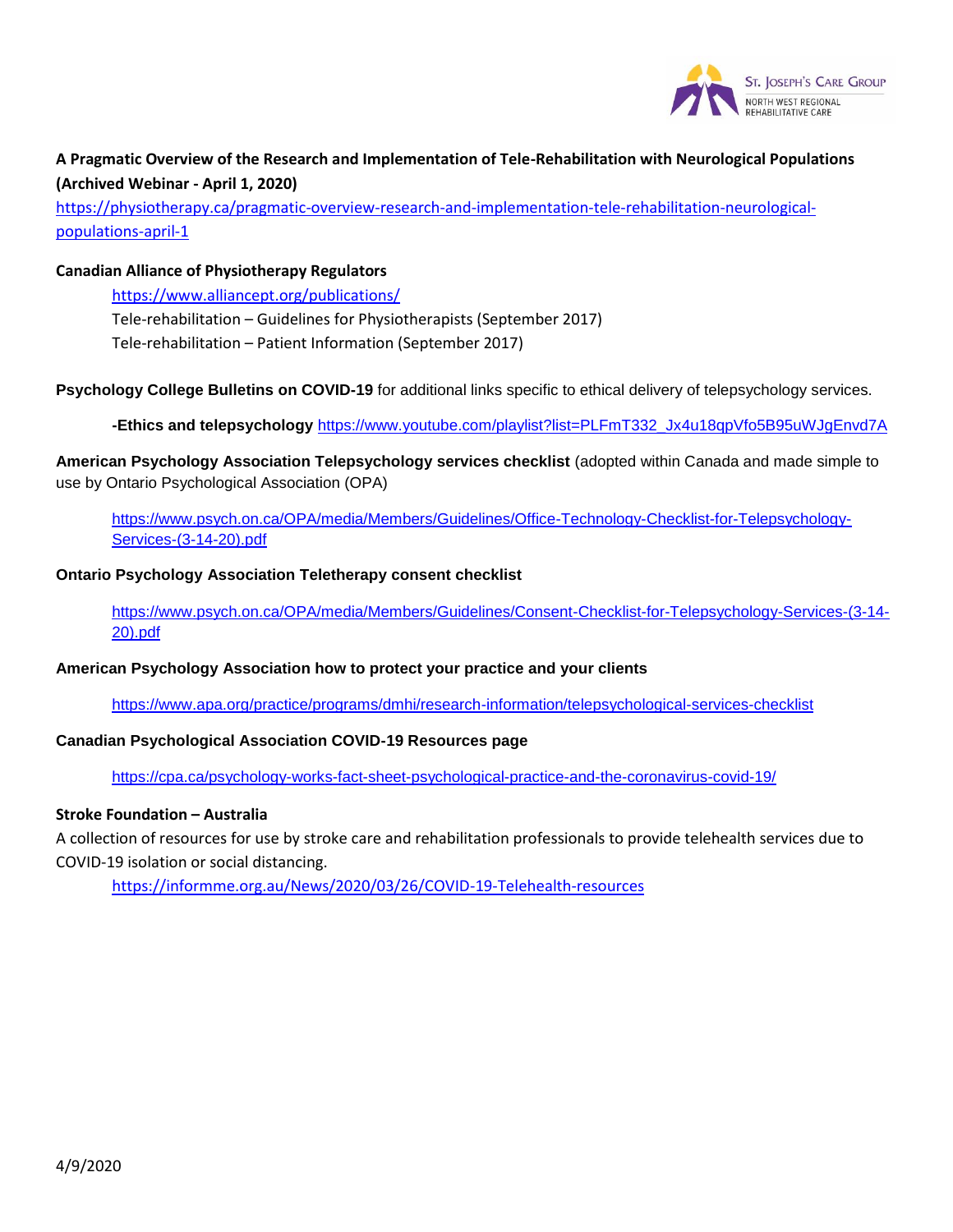**A Pragmatic Overview of the Research and Implementation of Tele-Rehabilitation with Neurological Populations (Archived Webinar - April 1, 2020)**
https://physiotherapy.ca/pragmatic-overview-research-and-implementation-tele-rehabilitation-neurological-populations-april-1

**Canadian Alliance of Physiotherapy Regulators**

https://www.alliancept.org/publications/
Tele-rehabilitation – Guidelines for Physiotherapists (September 2017)
Tele-rehabilitation – Patient Information (September 2017)

**Psychology College Bulletins on COVID-19** for additional links specific to ethical delivery of telepsychology services.

**-Ethics and telepsychology** https://www.youtube.com/playlist?list=PLFmT332_Jx4u18qpVfo5B95uWJgEnvd7A

**American Psychology Association Telepsychology services checklist** (adopted within Canada and made simple to use by Ontario Psychological Association (OPA)

https://www.psych.on.ca/OPA/media/Members/Guidelines/Office-Technology-Checklist-for-Telepsychology-Services-(3-14-20).pdf

**Ontario Psychology Association Teletherapy consent checklist**

https://www.psych.on.ca/OPA/media/Members/Guidelines/Consent-Checklist-for-Telepsychology-Services-(3-14-20).pdf

**American Psychology Association how to protect your practice and your clients**

https://www.apa.org/practice/programs/dmhi/research-information/telepsychological-services-checklist

**Canadian Psychological Association COVID-19 Resources page**

https://cpa.ca/psychology-works-fact-sheet-psychological-practice-and-the-coronavirus-covid-19/

**Stroke Foundation – Australia**
A collection of resources for use by stroke care and rehabilitation professionals to provide telehealth services due to COVID-19 isolation or social distancing.

https://informme.org.au/News/2020/03/26/COVID-19-Telehealth-resources

4/9/2020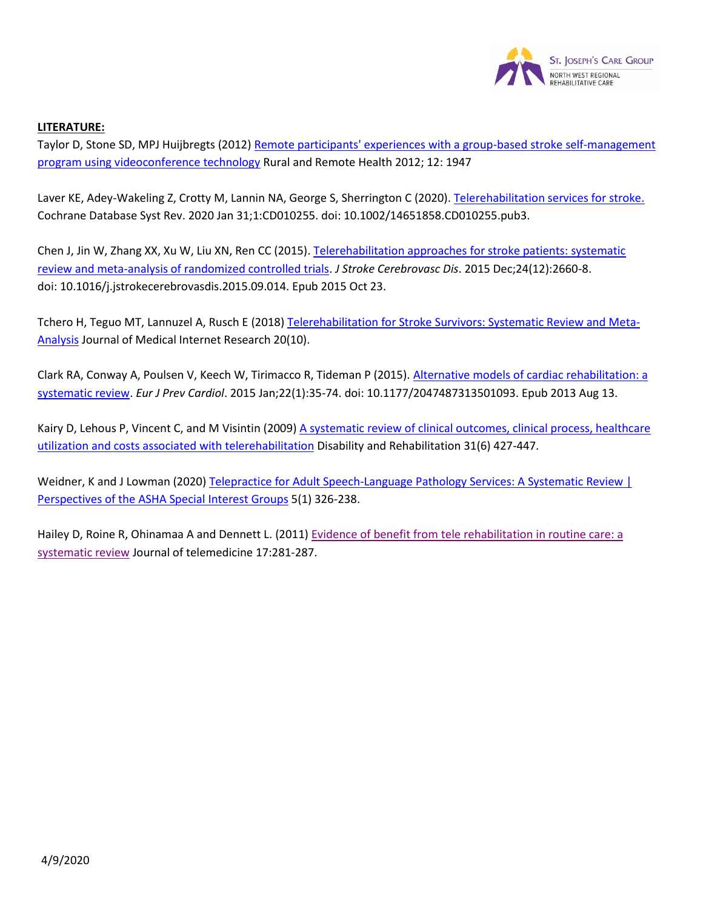**LITERATURE:**

Taylor D, Stone SD, MPJ Huijbregts (2012) Remote participants' experiences with a group-based stroke self-management program using videoconference technology Rural and Remote Health 2012; 12: 1947

Laver KE, Adey-Wakeling Z, Crotty M, Lannin NA, George S, Sherrington C (2020). Telerehabilitation services for stroke. Cochrane Database Syst Rev. 2020 Jan 31;1:CD010255. doi: 10.1002/14651858.CD010255.pub3.

Chen J, Jin W, Zhang XX, Xu W, Liu XN, Ren CC (2015). Telerehabilitation approaches for stroke patients: systematic review and meta-analysis of randomized controlled trials. *J Stroke Cerebrovasc Dis*. 2015 Dec;24(12):2660-8. doi: 10.1016/j.jstrokecerebrovasdis.2015.09.014. Epub 2015 Oct 23.

Tchero H, Teguo MT, Lannuzel A, Rusch E (2018) Telerehabilitation for Stroke Survivors: Systematic Review and Meta-Analysis Journal of Medical Internet Research 20(10).

Clark RA, Conway A, Poulsen V, Keech W, Tirimacco R, Tideman P (2015). Alternative models of cardiac rehabilitation: a systematic review. *Eur J Prev Cardiol*. 2015 Jan;22(1):35-74. doi: 10.1177/2047487313501093. Epub 2013 Aug 13.

Kairy D, Lehous P, Vincent C, and M Visintin (2009) A systematic review of clinical outcomes, clinical process, healthcare utilization and costs associated with telerehabilitation Disability and Rehabilitation 31(6) 427-447.

Weidner, K and J Lowman (2020) Telepractice for Adult Speech-Language Pathology Services: A Systematic Review | Perspectives of the ASHA Special Interest Groups 5(1) 326-238.

Hailey D, Roine R, Ohinamaa A and Dennett L. (2011) Evidence of benefit from tele rehabilitation in routine care: a systematic review Journal of telemedicine 17:281-287.

4/9/2020